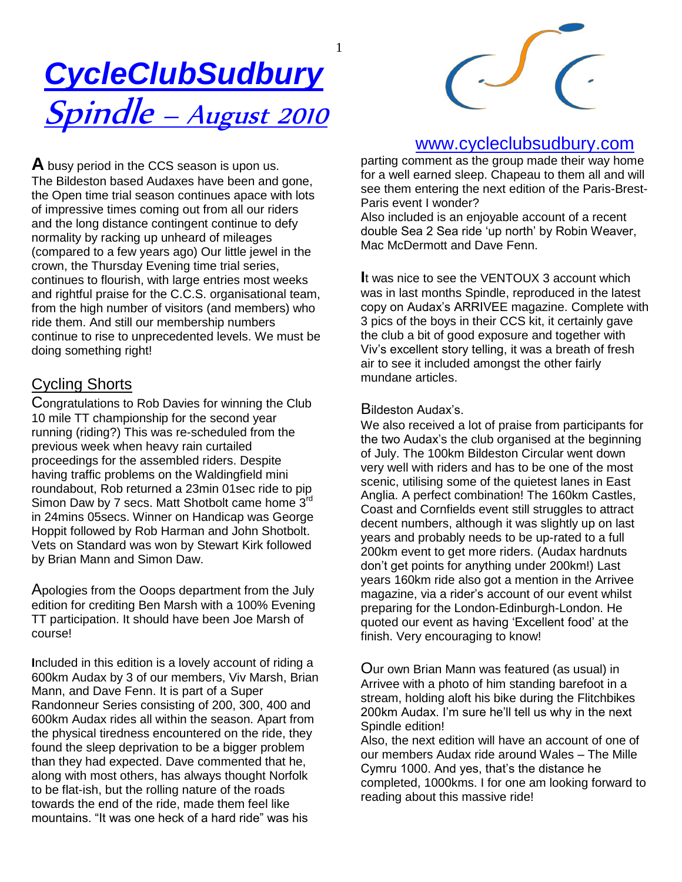# *CycleClubSudbury*

## *Spindle – August 2010*

www.cycleclubsudbury.com

**A** busy period in the CCS season is upon us. The Bildeston based Audaxes have been and gone, the Open time trial season continues apace with lots of impressive times coming out from all our riders and the long distance contingent continue to defy normality by racking up unheard of mileages (compared to a few years ago) Our little jewel in the crown, the Thursday Evening time trial series, continues to flourish, with large entries most weeks and rightful praise for the C.C.S. organisational team, from the high number of visitors (and members) who ride them. And still our membership numbers continue to rise to unprecedented levels. We must be doing something right!

## Cycling Shorts

Congratulations to Rob Davies for winning the Club 10 mile TT championship for the second year running (riding?) This was re-scheduled from the previous week when heavy rain curtailed proceedings for the assembled riders. Despite having traffic problems on the Waldingfield mini roundabout, Rob returned a 23min 01sec ride to pip Simon Daw by 7 secs. Matt Shotbolt came home 3rd in 24mins 05secs. Winner on Handicap was George Hoppit followed by Rob Harman and John Shotbolt. Vets on Standard was won by Stewart Kirk followed by Brian Mann and Simon Daw.

Apologies from the Ooops department from the July edition for crediting Ben Marsh with a 100% Evening TT participation. It should have been Joe Marsh of course!

Included in this edition is a lovely account of riding a 600km Audax by 3 of our members, Viv Marsh, Brian Mann, and Dave Fenn. It is part of a Super Randonneur Series consisting of 200, 300, 400 and 600km Audax rides all within the season. Apart from the physical tiredness encountered on the ride, they found the sleep deprivation to be a bigger problem than they had expected. Dave commented that he, along with most others, has always thought Norfolk to be flat-ish, but the rolling nature of the roads towards the end of the ride, made them feel like mountains. "It was one heck of a hard ride" was his parting comment as the group made their way home for a well earned sleep. Chapeau to them all and will see them entering the next edition of the Paris-Brest-Paris event I wonder?

Also included is an enjoyable account of a recent double Sea 2 Sea ride 'up north' by Robin Weaver, Mac McDermott and Dave Fenn.

It was nice to see the VENTOUX 3 account which was in last months Spindle, reproduced in the latest copy on Audax's ARRIVEE magazine. Complete with 3 pics of the boys in their CCS kit, it certainly gave the club a bit of good exposure and together with Viv's excellent story telling, it was a breath of fresh air to see it included amongst the other fairly mundane articles.

Bildeston Audax's.

We also received a lot of praise from participants for the two Audax's the club organised at the beginning of July. The 100km Bildeston Circular went down very well with riders and has to be one of the most scenic, utilising some of the quietest lanes in East Anglia. A perfect combination! The 160km Castles, Coast and Cornfields event still struggles to attract decent numbers, although it was slightly up on last years and probably needs to be up-rated to a full 200km event to get more riders. (Audax hardnuts don't get points for anything under 200km!) Last years 160km ride also got a mention in the Arrivee magazine, via a rider's account of our event whilst preparing for the London-Edinburgh-London. He quoted our event as having 'Excellent food' at the finish. Very encouraging to know!

Our own Brian Mann was featured (as usual) in Arrivee with a photo of him standing barefoot in a stream, holding aloft his bike during the Flitchbikes 200km Audax. I'm sure he'll tell us why in the next Spindle edition!

Also, the next edition will have an account of one of our members Audax ride around Wales – The Mille Cymru 1000. And yes, that's the distance he completed, 1000kms. I for one am looking forward to reading about this massive ride!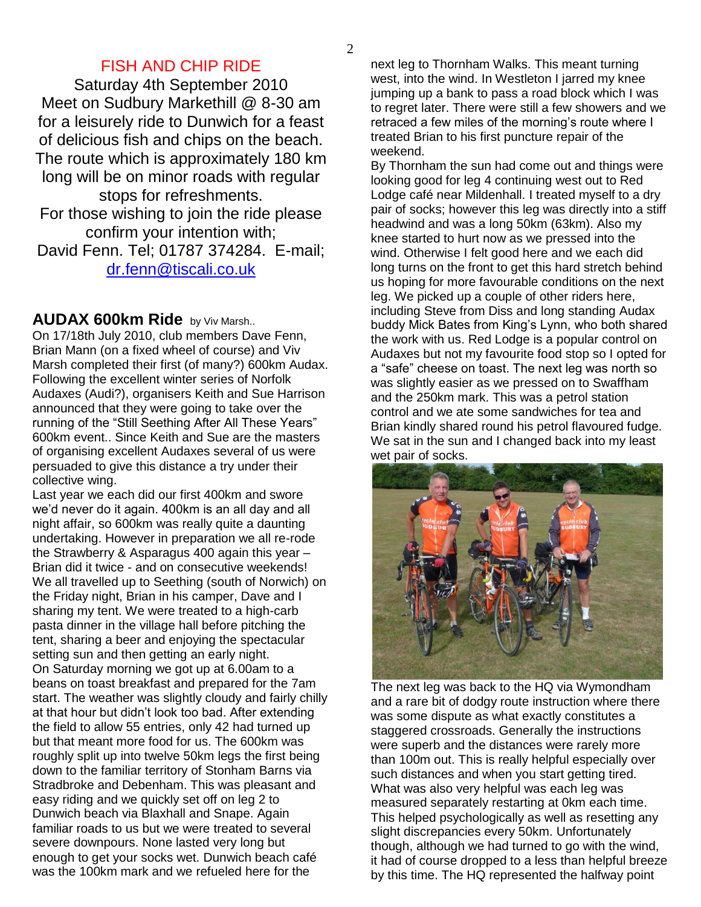## FISH AND CHIP RIDE

Saturday 4th September 2010
Meet on Sudbury Markethill @ 8-30 am for a leisurely ride to Dunwich for a feast of delicious fish and chips on the beach. The route which is approximately 180 km long will be on minor roads with regular stops for refreshments.
For those wishing to join the ride please confirm your intention with;
David Fenn. Tel; 01787 374284. E-mail; dr.fenn@tiscali.co.uk

## AUDAX 600km Ride by Viv Marsh..

On 17/18th July 2010, club members Dave Fenn, Brian Mann (on a fixed wheel of course) and Viv Marsh completed their first (of many?) 600km Audax. Following the excellent winter series of Norfolk Audaxes (Audi?), organisers Keith and Sue Harrison announced that they were going to take over the running of the "Still Seething After All These Years" 600km event.. Since Keith and Sue are the masters of organising excellent Audaxes several of us were persuaded to give this distance a try under their collective wing.

Last year we each did our first 400km and swore we'd never do it again. 400km is an all day and all night affair, so 600km was really quite a daunting undertaking. However in preparation we all re-rode the Strawberry & Asparagus 400 again this year – Brian did it twice - and on consecutive weekends!

We all travelled up to Seething (south of Norwich) on the Friday night, Brian in his camper, Dave and I sharing my tent. We were treated to a high-carb pasta dinner in the village hall before pitching the tent, sharing a beer and enjoying the spectacular setting sun and then getting an early night.

On Saturday morning we got up at 6.00am to a beans on toast breakfast and prepared for the 7am start. The weather was slightly cloudy and fairly chilly at that hour but didn't look too bad. After extending the field to allow 55 entries, only 42 had turned up but that meant more food for us. The 600km was roughly split up into twelve 50km legs the first being down to the familiar territory of Stonham Barns via Stradbroke and Debenham. This was pleasant and easy riding and we quickly set off on leg 2 to Dunwich beach via Blaxhall and Snape. Again familiar roads to us but we were treated to several severe downpours. None lasted very long but enough to get your socks wet. Dunwich beach café was the 100km mark and we refueled here for the next leg to Thornham Walks. This meant turning west, into the wind. In Westleton I jarred my knee jumping up a bank to pass a road block which I was to regret later. There were still a few showers and we retraced a few miles of the morning's route where I treated Brian to his first puncture repair of the weekend.

By Thornham the sun had come out and things were looking good for leg 4 continuing west out to Red Lodge café near Mildenhall. I treated myself to a dry pair of socks; however this leg was directly into a stiff headwind and was a long 50km (63km). Also my knee started to hurt now as we pressed into the wind. Otherwise I felt good here and we each did long turns on the front to get this hard stretch behind us hoping for more favourable conditions on the next leg. We picked up a couple of other riders here, including Steve from Diss and long standing Audax buddy Mick Bates from King's Lynn, who both shared the work with us. Red Lodge is a popular control on Audaxes but not my favourite food stop so I opted for a "safe" cheese on toast. The next leg was north so was slightly easier as we pressed on to Swaffham and the 250km mark. This was a petrol station control and we ate some sandwiches for tea and Brian kindly shared round his petrol flavoured fudge. We sat in the sun and I changed back into my least wet pair of socks.

The next leg was back to the HQ via Wymondham and a rare bit of dodgy route instruction where there was some dispute as what exactly constitutes a staggered crossroads. Generally the instructions were superb and the distances were rarely more than 100m out. This is really helpful especially over such distances and when you start getting tired. What was also very helpful was each leg was measured separately restarting at 0km each time. This helped psychologically as well as resetting any slight discrepancies every 50km. Unfortunately though, although we had turned to go with the wind, it had of course dropped to a less than helpful breeze by this time. The HQ represented the halfway point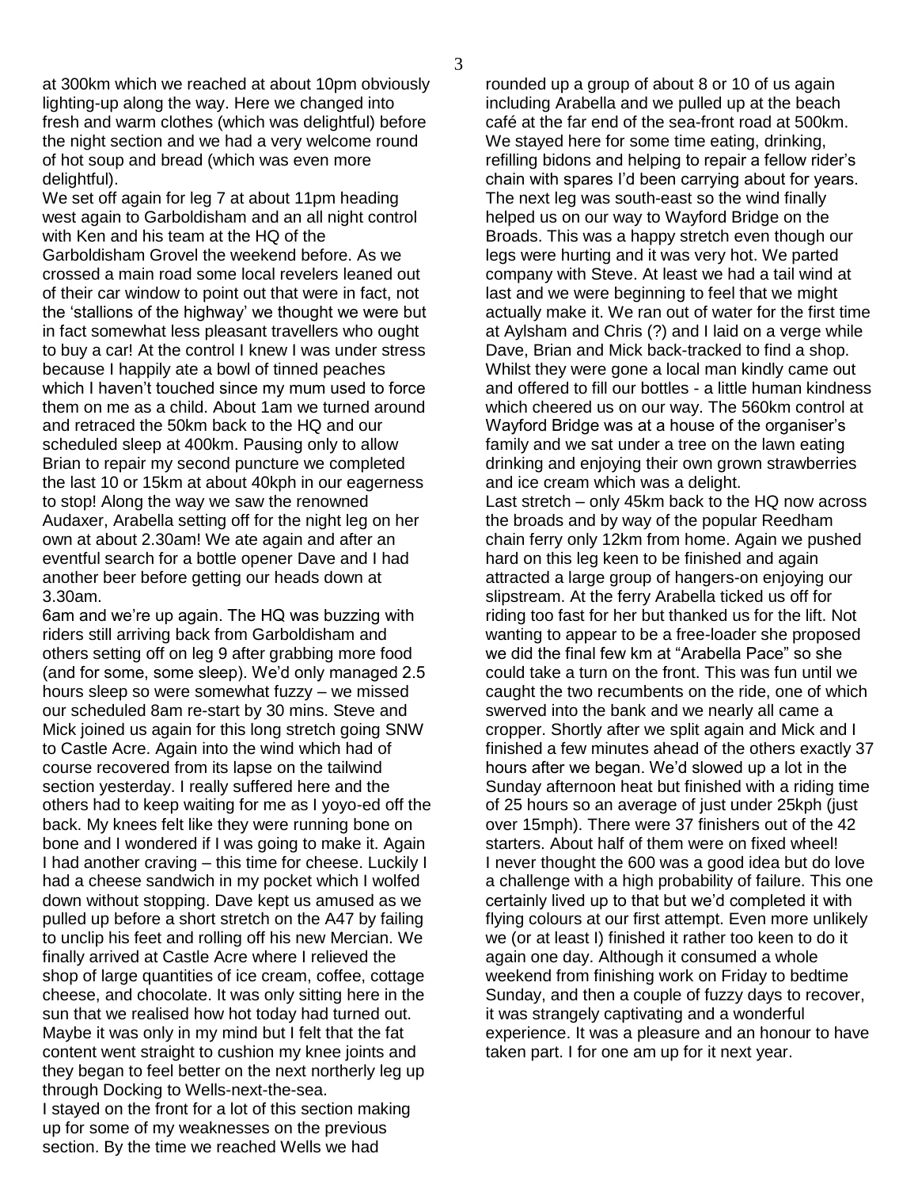at 300km which we reached at about 10pm obviously lighting-up along the way. Here we changed into fresh and warm clothes (which was delightful) before the night section and we had a very welcome round of hot soup and bread (which was even more delightful).

We set off again for leg 7 at about 11pm heading west again to Garboldisham and an all night control with Ken and his team at the HQ of the Garboldisham Grovel the weekend before. As we crossed a main road some local revelers leaned out of their car window to point out that were in fact, not the 'stallions of the highway' we thought we were but in fact somewhat less pleasant travellers who ought to buy a car! At the control I knew I was under stress because I happily ate a bowl of tinned peaches which I haven't touched since my mum used to force them on me as a child. About 1am we turned around and retraced the 50km back to the HQ and our scheduled sleep at 400km. Pausing only to allow Brian to repair my second puncture we completed the last 10 or 15km at about 40kph in our eagerness to stop! Along the way we saw the renowned Audaxer, Arabella setting off for the night leg on her own at about 2.30am! We ate again and after an eventful search for a bottle opener Dave and I had another beer before getting our heads down at 3.30am.

6am and we're up again. The HQ was buzzing with riders still arriving back from Garboldisham and others setting off on leg 9 after grabbing more food (and for some, some sleep). We'd only managed 2.5 hours sleep so were somewhat fuzzy – we missed our scheduled 8am re-start by 30 mins. Steve and Mick joined us again for this long stretch going SNW to Castle Acre. Again into the wind which had of course recovered from its lapse on the tailwind section yesterday. I really suffered here and the others had to keep waiting for me as I yoyo-ed off the back. My knees felt like they were running bone on bone and I wondered if I was going to make it. Again I had another craving – this time for cheese. Luckily I had a cheese sandwich in my pocket which I wolfed down without stopping. Dave kept us amused as we pulled up before a short stretch on the A47 by failing to unclip his feet and rolling off his new Mercian. We finally arrived at Castle Acre where I relieved the shop of large quantities of ice cream, coffee, cottage cheese, and chocolate. It was only sitting here in the sun that we realised how hot today had turned out. Maybe it was only in my mind but I felt that the fat content went straight to cushion my knee joints and they began to feel better on the next northerly leg up through Docking to Wells-next-the-sea.

I stayed on the front for a lot of this section making up for some of my weaknesses on the previous section. By the time we reached Wells we had rounded up a group of about 8 or 10 of us again including Arabella and we pulled up at the beach café at the far end of the sea-front road at 500km. We stayed here for some time eating, drinking, refilling bidons and helping to repair a fellow rider's chain with spares I'd been carrying about for years. The next leg was south-east so the wind finally helped us on our way to Wayford Bridge on the Broads. This was a happy stretch even though our legs were hurting and it was very hot. We parted company with Steve. At least we had a tail wind at last and we were beginning to feel that we might actually make it. We ran out of water for the first time at Aylsham and Chris (?) and I laid on a verge while Dave, Brian and Mick back-tracked to find a shop. Whilst they were gone a local man kindly came out and offered to fill our bottles - a little human kindness which cheered us on our way. The 560km control at Wayford Bridge was at a house of the organiser's family and we sat under a tree on the lawn eating drinking and enjoying their own grown strawberries and ice cream which was a delight.

Last stretch – only 45km back to the HQ now across the broads and by way of the popular Reedham chain ferry only 12km from home. Again we pushed hard on this leg keen to be finished and again attracted a large group of hangers-on enjoying our slipstream. At the ferry Arabella ticked us off for riding too fast for her but thanked us for the lift. Not wanting to appear to be a free-loader she proposed we did the final few km at "Arabella Pace" so she could take a turn on the front. This was fun until we caught the two recumbents on the ride, one of which swerved into the bank and we nearly all came a cropper. Shortly after we split again and Mick and I finished a few minutes ahead of the others exactly 37 hours after we began. We'd slowed up a lot in the Sunday afternoon heat but finished with a riding time of 25 hours so an average of just under 25kph (just over 15mph). There were 37 finishers out of the 42 starters. About half of them were on fixed wheel!

I never thought the 600 was a good idea but do love a challenge with a high probability of failure. This one certainly lived up to that but we'd completed it with flying colours at our first attempt. Even more unlikely we (or at least I) finished it rather too keen to do it again one day. Although it consumed a whole weekend from finishing work on Friday to bedtime Sunday, and then a couple of fuzzy days to recover, it was strangely captivating and a wonderful experience. It was a pleasure and an honour to have taken part. I for one am up for it next year.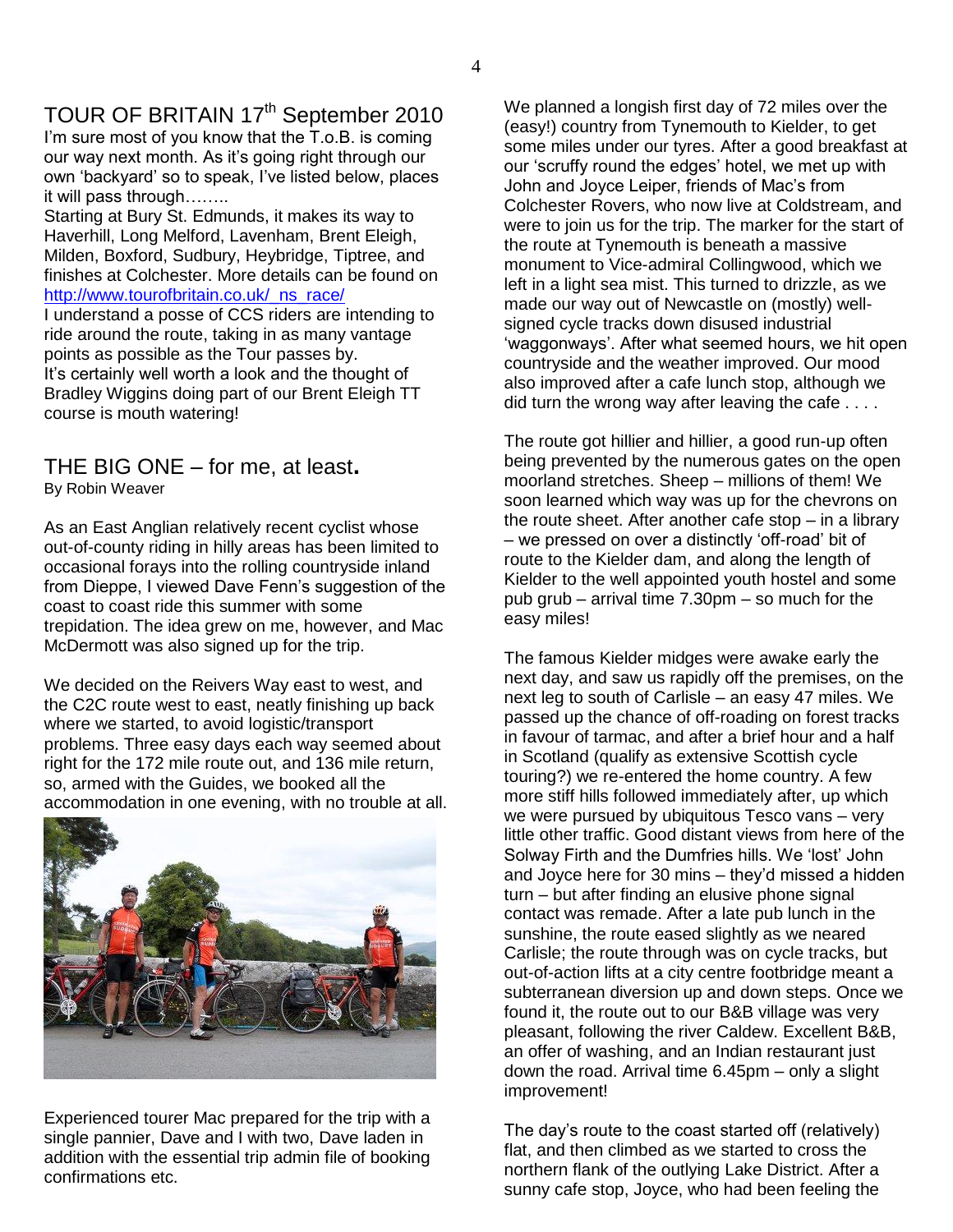## TOUR OF BRITAIN 17th September 2010

I'm sure most of you know that the T.o.B. is coming our way next month. As it's going right through our own 'backyard' so to speak, I've listed below, places it will pass through……..

Starting at Bury St. Edmunds, it makes its way to Haverhill, Long Melford, Lavenham, Brent Eleigh, Milden, Boxford, Sudbury, Heybridge, Tiptree, and finishes at Colchester. More details can be found on [http://www.tourofbritain.co.uk/_ns_race/](http://www.tourofbritain.co.uk/_ns_race/)

I understand a posse of CCS riders are intending to ride around the route, taking in as many vantage points as possible as the Tour passes by.

It's certainly well worth a look and the thought of Bradley Wiggins doing part of our Brent Eleigh TT course is mouth watering!

## THE BIG ONE – for me, at least.

By Robin Weaver

As an East Anglian relatively recent cyclist whose out-of-county riding in hilly areas has been limited to occasional forays into the rolling countryside inland from Dieppe, I viewed Dave Fenn's suggestion of the coast to coast ride this summer with some trepidation. The idea grew on me, however, and Mac McDermott was also signed up for the trip.

We decided on the Reivers Way east to west, and the C2C route west to east, neatly finishing up back where we started, to avoid logistic/transport problems. Three easy days each way seemed about right for the 172 mile route out, and 136 mile return, so, armed with the Guides, we booked all the accommodation in one evening, with no trouble at all.

Experienced tourer Mac prepared for the trip with a single pannier, Dave and I with two, Dave laden in addition with the essential trip admin file of booking confirmations etc.

We planned a longish first day of 72 miles over the (easy!) country from Tynemouth to Kielder, to get some miles under our tyres. After a good breakfast at our 'scruffy round the edges' hotel, we met up with John and Joyce Leiper, friends of Mac's from Colchester Rovers, who now live at Coldstream, and were to join us for the trip. The marker for the start of the route at Tynemouth is beneath a massive monument to Vice-admiral Collingwood, which we left in a light sea mist. This turned to drizzle, as we made our way out of Newcastle on (mostly) well-signed cycle tracks down disused industrial 'waggonways'. After what seemed hours, we hit open countryside and the weather improved. Our mood also improved after a cafe lunch stop, although we did turn the wrong way after leaving the cafe . . . .

The route got hillier and hillier, a good run-up often being prevented by the numerous gates on the open moorland stretches. Sheep – millions of them! We soon learned which way was up for the chevrons on the route sheet. After another cafe stop – in a library – we pressed on over a distinctly 'off-road' bit of route to the Kielder dam, and along the length of Kielder to the well appointed youth hostel and some pub grub – arrival time 7.30pm – so much for the easy miles!

The famous Kielder midges were awake early the next day, and saw us rapidly off the premises, on the next leg to south of Carlisle – an easy 47 miles. We passed up the chance of off-roading on forest tracks in favour of tarmac, and after a brief hour and a half in Scotland (qualify as extensive Scottish cycle touring?) we re-entered the home country. A few more stiff hills followed immediately after, up which we were pursued by ubiquitous Tesco vans – very little other traffic. Good distant views from here of the Solway Firth and the Dumfries hills. We 'lost' John and Joyce here for 30 mins – they'd missed a hidden turn – but after finding an elusive phone signal contact was remade. After a late pub lunch in the sunshine, the route eased slightly as we neared Carlisle; the route through was on cycle tracks, but out-of-action lifts at a city centre footbridge meant a subterranean diversion up and down steps. Once we found it, the route out to our B&B village was very pleasant, following the river Caldew. Excellent B&B, an offer of washing, and an Indian restaurant just down the road. Arrival time 6.45pm – only a slight improvement!

The day's route to the coast started off (relatively) flat, and then climbed as we started to cross the northern flank of the outlying Lake District. After a sunny cafe stop, Joyce, who had been feeling the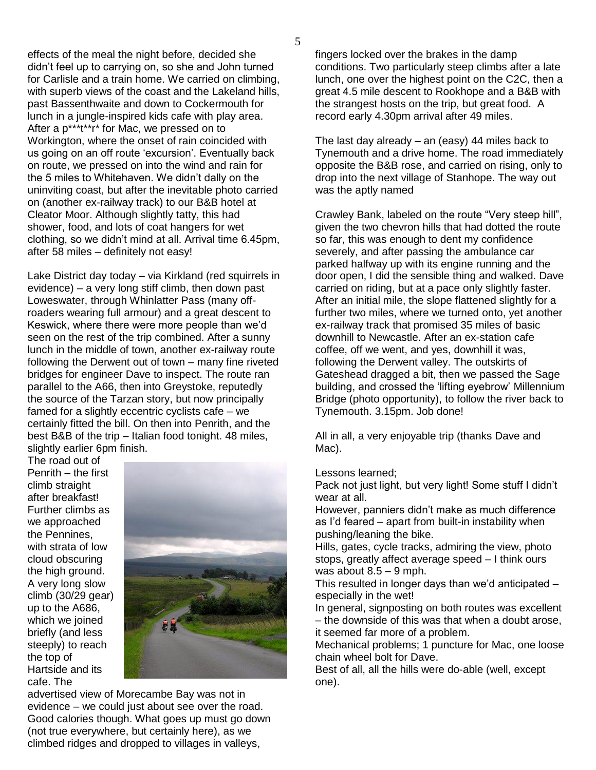effects of the meal the night before, decided she didn't feel up to carrying on, so she and John turned for Carlisle and a train home. We carried on climbing, with superb views of the coast and the Lakeland hills, past Bassenthwaite and down to Cockermouth for lunch in a jungle-inspired kids cafe with play area. After a p***t**r* for Mac, we pressed on to Workington, where the onset of rain coincided with us going on an off route 'excursion'. Eventually back on route, we pressed on into the wind and rain for the 5 miles to Whitehaven. We didn't dally on the uninviting coast, but after the inevitable photo carried on (another ex-railway track) to our B&B hotel at Cleator Moor. Although slightly tatty, this had shower, food, and lots of coat hangers for wet clothing, so we didn't mind at all. Arrival time 6.45pm, after 58 miles – definitely not easy!

Lake District day today – via Kirkland (red squirrels in evidence) – a very long stiff climb, then down past Loweswater, through Whinlatter Pass (many off-roaders wearing full armour) and a great descent to Keswick, where there were more people than we'd seen on the rest of the trip combined. After a sunny lunch in the middle of town, another ex-railway route following the Derwent out of town – many fine riveted bridges for engineer Dave to inspect. The route ran parallel to the A66, then into Greystoke, reputedly the source of the Tarzan story, but now principally famed for a slightly eccentric cyclists cafe – we certainly fitted the bill. On then into Penrith, and the best B&B of the trip – Italian food tonight. 48 miles, slightly earlier 6pm finish.

The road out of Penrith – the first climb straight after breakfast! Further climbs as we approached the Pennines, with strata of low cloud obscuring the high ground. A very long slow climb (30/29 gear) up to the A686, which we joined briefly (and less steeply) to reach the top of Hartside and its cafe. The advertised view of Morecambe Bay was not in evidence – we could just about see over the road. Good calories though. What goes up must go down (not true everywhere, but certainly here), as we climbed ridges and dropped to villages in valleys, fingers locked over the brakes in the damp conditions. Two particularly steep climbs after a late lunch, one over the highest point on the C2C, then a great 4.5 mile descent to Rookhope and a B&B with the strangest hosts on the trip, but great food. A record early 4.30pm arrival after 49 miles.

The last day already – an (easy) 44 miles back to Tynemouth and a drive home. The road immediately opposite the B&B rose, and carried on rising, only to drop into the next village of Stanhope. The way out was the aptly named

Crawley Bank, labeled on the route "Very steep hill", given the two chevron hills that had dotted the route so far, this was enough to dent my confidence severely, and after passing the ambulance car parked halfway up with its engine running and the door open, I did the sensible thing and walked. Dave carried on riding, but at a pace only slightly faster. After an initial mile, the slope flattened slightly for a further two miles, where we turned onto, yet another ex-railway track that promised 35 miles of basic downhill to Newcastle. After an ex-station cafe coffee, off we went, and yes, downhill it was, following the Derwent valley. The outskirts of Gateshead dragged a bit, then we passed the Sage building, and crossed the 'lifting eyebrow' Millennium Bridge (photo opportunity), to follow the river back to Tynemouth. 3.15pm. Job done!

All in all, a very enjoyable trip (thanks Dave and Mac).

Lessons learned;

Pack not just light, but very light! Some stuff I didn't wear at all.

However, panniers didn't make as much difference as I'd feared – apart from built-in instability when pushing/leaning the bike.

Hills, gates, cycle tracks, admiring the view, photo stops, greatly affect average speed – I think ours was about 8.5 – 9 mph.

This resulted in longer days than we'd anticipated – especially in the wet!

In general, signposting on both routes was excellent – the downside of this was that when a doubt arose, it seemed far more of a problem.

Mechanical problems; 1 puncture for Mac, one loose chain wheel bolt for Dave.

Best of all, all the hills were do-able (well, except one).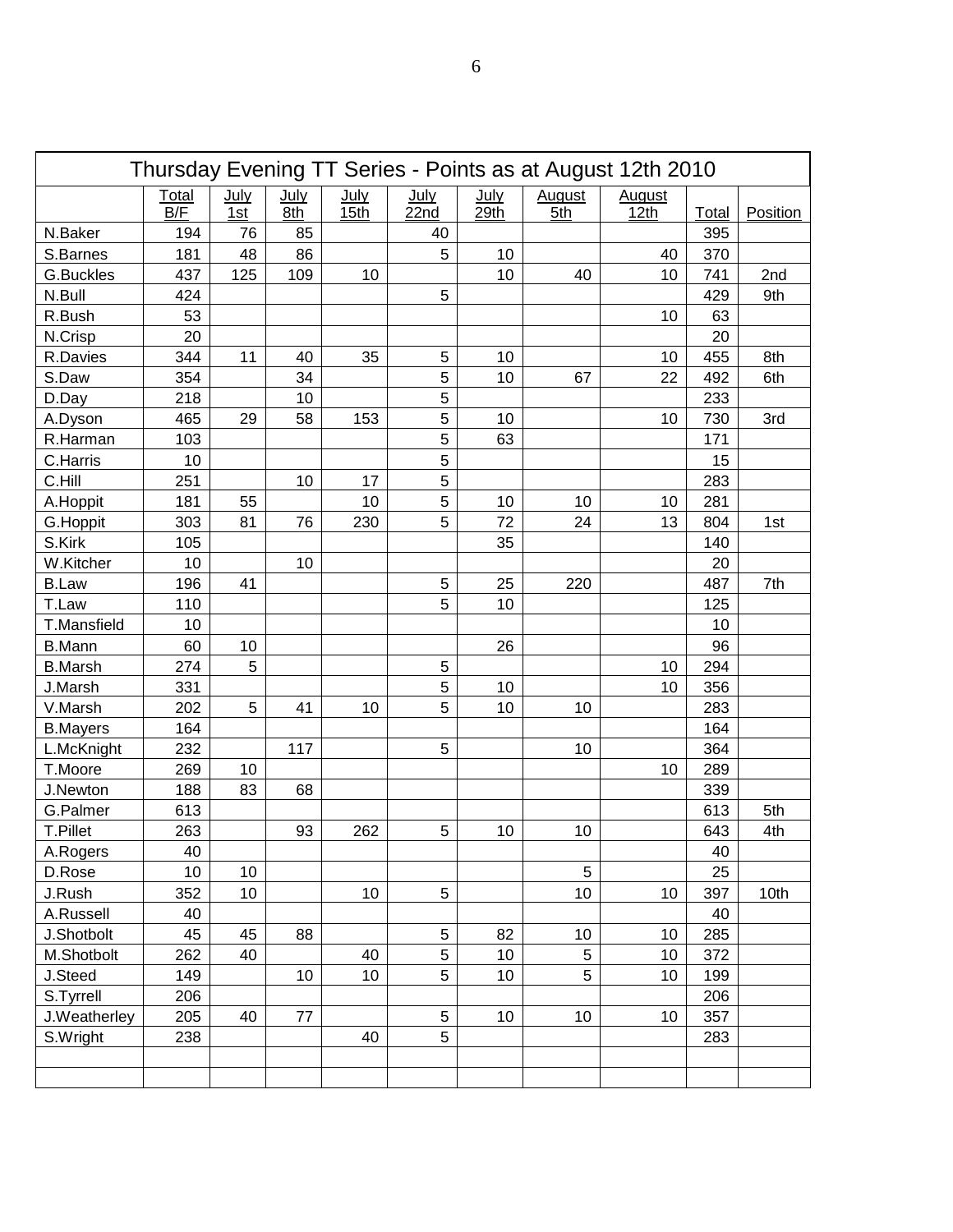| Thursday Evening TT Series - Points as at August 12th 2010 | | | | | | | | | | |
|---|---|---|---|---|---|---|---|---|---|---|
| | Total B/F | July 1st | July 8th | July 15th | July 22nd | July 29th | August 5th | August 12th | Total | Position |
| N.Baker | 194 | 76 | 85 | | 40 | | | | 395 | |
| S.Barnes | 181 | 48 | 86 | | 5 | 10 | | 40 | 370 | |
| G.Buckles | 437 | 125 | 109 | 10 | | 10 | 40 | 10 | 741 | 2nd |
| N.Bull | 424 | | | | 5 | | | | 429 | 9th |
| R.Bush | 53 | | | | | | | 10 | 63 | |
| N.Crisp | 20 | | | | | | | | 20 | |
| R.Davies | 344 | 11 | 40 | 35 | 5 | 10 | | 10 | 455 | 8th |
| S.Daw | 354 | | 34 | | 5 | 10 | 67 | 22 | 492 | 6th |
| D.Day | 218 | | 10 | | 5 | | | | 233 | |
| A.Dyson | 465 | 29 | 58 | 153 | 5 | 10 | | 10 | 730 | 3rd |
| R.Harman | 103 | | | | 5 | 63 | | | 171 | |
| C.Harris | 10 | | | | 5 | | | | 15 | |
| C.Hill | 251 | | 10 | 17 | 5 | | | | 283 | |
| A.Hoppit | 181 | 55 | | 10 | 5 | 10 | 10 | 10 | 281 | |
| G.Hoppit | 303 | 81 | 76 | 230 | 5 | 72 | 24 | 13 | 804 | 1st |
| S.Kirk | 105 | | | | | 35 | | | 140 | |
| W.Kitcher | 10 | | 10 | | | | | | 20 | |
| B.Law | 196 | 41 | | | 5 | 25 | 220 | | 487 | 7th |
| T.Law | 110 | | | | 5 | 10 | | | 125 | |
| T.Mansfield | 10 | | | | | | | | 10 | |
| B.Mann | 60 | 10 | | | | 26 | | | 96 | |
| B.Marsh | 274 | 5 | | | 5 | | | 10 | 294 | |
| J.Marsh | 331 | | | | 5 | 10 | | 10 | 356 | |
| V.Marsh | 202 | 5 | 41 | 10 | 5 | 10 | 10 | | 283 | |
| B.Mayers | 164 | | | | | | | | 164 | |
| L.McKnight | 232 | | 117 | | 5 | | 10 | | 364 | |
| T.Moore | 269 | 10 | | | | | | 10 | 289 | |
| J.Newton | 188 | 83 | 68 | | | | | | 339 | |
| G.Palmer | 613 | | | | | | | | 613 | 5th |
| T.Pillet | 263 | | 93 | 262 | 5 | 10 | 10 | | 643 | 4th |
| A.Rogers | 40 | | | | | | | | 40 | |
| D.Rose | 10 | 10 | | | | | 5 | | 25 | |
| J.Rush | 352 | 10 | | 10 | 5 | | 10 | 10 | 397 | 10th |
| A.Russell | 40 | | | | | | | | 40 | |
| J.Shotbolt | 45 | 45 | 88 | | 5 | 82 | 10 | 10 | 285 | |
| M.Shotbolt | 262 | 40 | | 40 | 5 | 10 | 5 | 10 | 372 | |
| J.Steed | 149 | | 10 | 10 | 5 | 10 | 5 | 10 | 199 | |
| S.Tyrrell | 206 | | | | | | | | 206 | |
| J.Weatherley | 205 | 40 | 77 | | 5 | 10 | 10 | 10 | 357 | |
| S.Wright | 238 | | | 40 | 5 | | | | 283 | |
| | | | | | | | | | | |
| | | | | | | | | | | |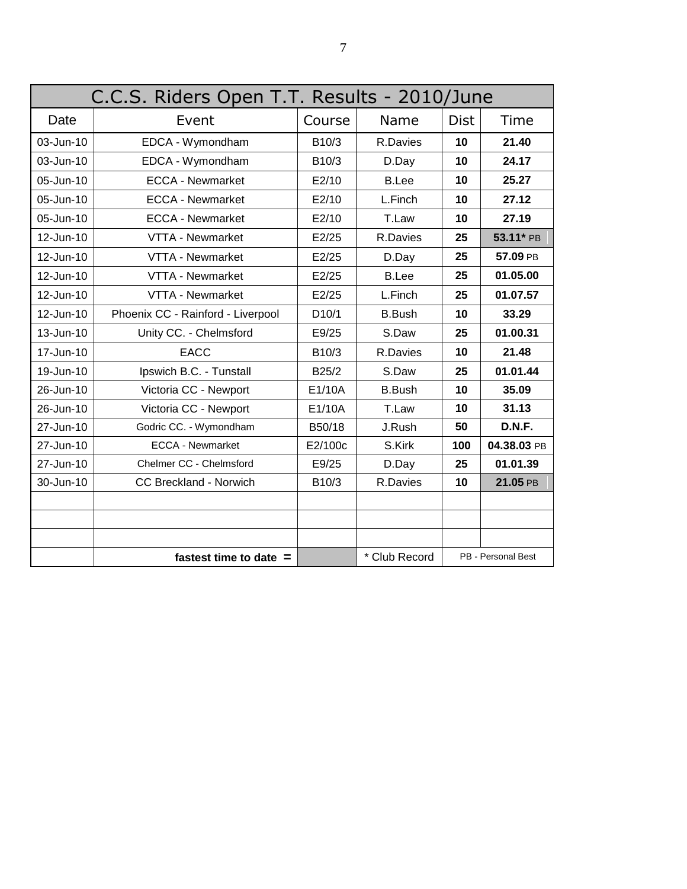| C.C.S. Riders Open T.T. Results - 2010/June | | | | | |
|---|---|---|---|---|---|
| Date | Event | Course | Name | Dist | Time |
| 03-Jun-10 | EDCA - Wymondham | B10/3 | R.Davies | **10** | **21.40** |
| 03-Jun-10 | EDCA - Wymondham | B10/3 | D.Day | **10** | **24.17** |
| 05-Jun-10 | ECCA - Newmarket | E2/10 | B.Lee | **10** | **25.27** |
| 05-Jun-10 | ECCA - Newmarket | E2/10 | L.Finch | **10** | **27.12** |
| 05-Jun-10 | ECCA - Newmarket | E2/10 | T.Law | **10** | **27.19** |
| 12-Jun-10 | VTTA - Newmarket | E2/25 | R.Davies | **25** | **53.11*** PB |
| 12-Jun-10 | VTTA - Newmarket | E2/25 | D.Day | **25** | **57.09** PB |
| 12-Jun-10 | VTTA - Newmarket | E2/25 | B.Lee | **25** | **01.05.00** |
| 12-Jun-10 | VTTA - Newmarket | E2/25 | L.Finch | **25** | **01.07.57** |
| 12-Jun-10 | Phoenix CC - Rainford - Liverpool | D10/1 | B.Bush | **10** | **33.29** |
| 13-Jun-10 | Unity CC. - Chelmsford | E9/25 | S.Daw | **25** | **01.00.31** |
| 17-Jun-10 | EACC | B10/3 | R.Davies | **10** | **21.48** |
| 19-Jun-10 | Ipswich B.C. - Tunstall | B25/2 | S.Daw | **25** | **01.01.44** |
| 26-Jun-10 | Victoria CC - Newport | E1/10A | B.Bush | **10** | **35.09** |
| 26-Jun-10 | Victoria CC - Newport | E1/10A | T.Law | **10** | **31.13** |
| 27-Jun-10 | Godric CC. - Wymondham | B50/18 | J.Rush | **50** | **D.N.F.** |
| 27-Jun-10 | ECCA - Newmarket | E2/100c | S.Kirk | **100** | **04.38.03** PB |
| 27-Jun-10 | Chelmer CC - Chelmsford | E9/25 | D.Day | **25** | **01.01.39** |
| 30-Jun-10 | CC Breckland - Norwich | B10/3 | R.Davies | **10** | **21.05** PB |
| | | | | | |
| | | | | | |
| | | | | | |
| | **fastest time to date =** | | * Club Record | PB - Personal Best | |